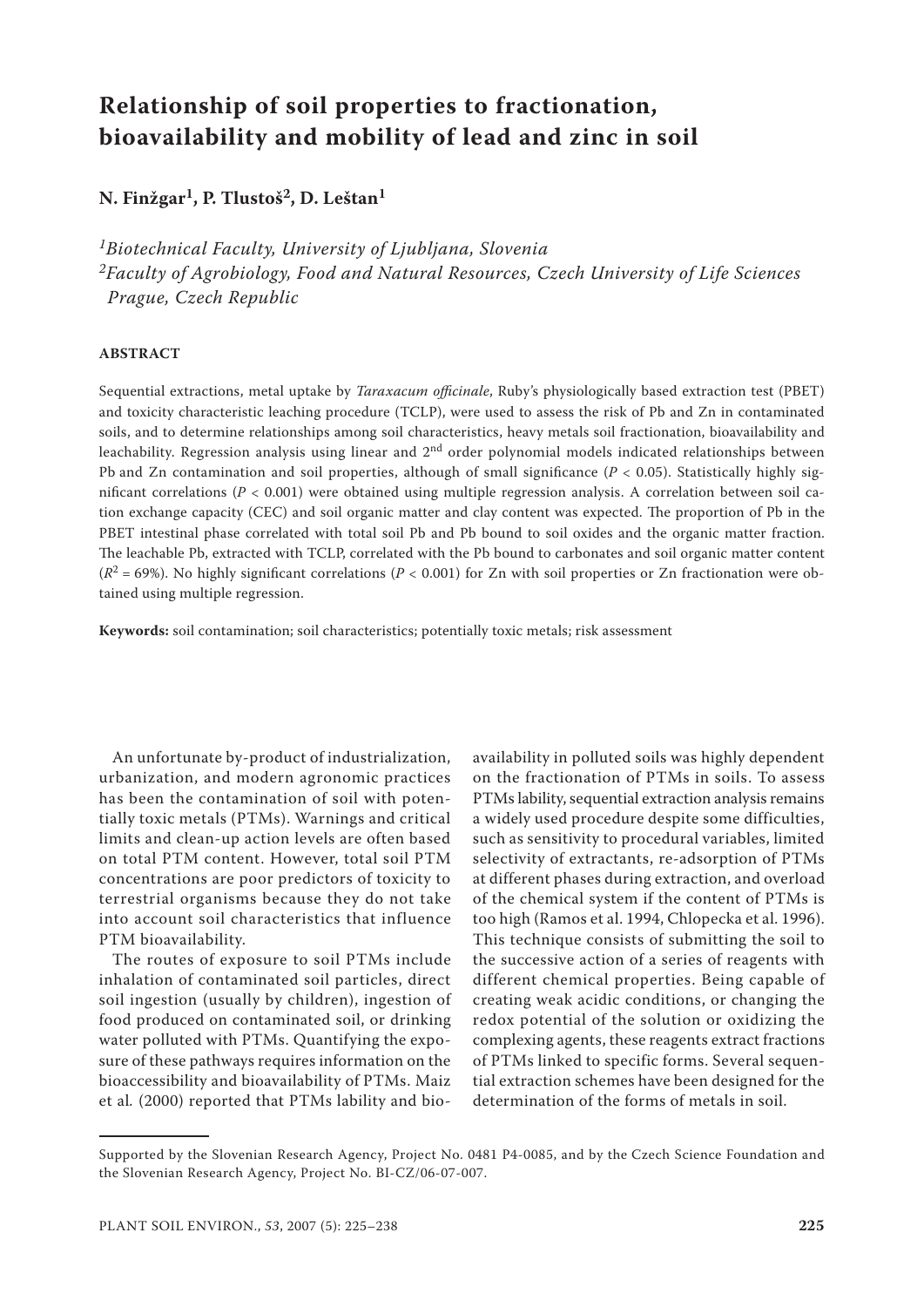# Relationship of soil properties to fractionation, bioavailability and mobility of lead and zinc in soil

**N. Finžgar[1], P. Tlustoš[2], D. Leštan[1]**

*[1]Biotechnical Faculty, University of Ljubljana, Slovenia*
*[2]Faculty of Agrobiology, Food and Natural Resources, Czech University of Life Sciences Prague, Czech Republic*

## ABSTRACT

Sequential extractions, metal uptake by *Taraxacum officinale*, Ruby's physiologically based extraction test (PBET) and toxicity characteristic leaching procedure (TCLP), were used to assess the risk of Pb and Zn in contaminated soils, and to determine relationships among soil characteristics, heavy metals soil fractionation, bioavailability and leachability. Regression analysis using linear and 2nd order polynomial models indicated relationships between Pb and Zn contamination and soil properties, although of small significance ($P < 0.05$). Statistically highly significant correlations ($P < 0.001$) were obtained using multiple regression analysis. A correlation between soil cation exchange capacity (CEC) and soil organic matter and clay content was expected. The proportion of Pb in the PBET intestinal phase correlated with total soil Pb and Pb bound to soil oxides and the organic matter fraction. The leachable Pb, extracted with TCLP, correlated with the Pb bound to carbonates and soil organic matter content ($R^2 = 69\%$). No highly significant correlations ($P < 0.001$) for Zn with soil properties or Zn fractionation were obtained using multiple regression.

**Keywords:** soil contamination; soil characteristics; potentially toxic metals; risk assessment

An unfortunate by-product of industrialization, urbanization, and modern agronomic practices has been the contamination of soil with potentially toxic metals (PTMs). Warnings and critical limits and clean-up action levels are often based on total PTM content. However, total soil PTM concentrations are poor predictors of toxicity to terrestrial organisms because they do not take into account soil characteristics that influence PTM bioavailability.

The routes of exposure to soil PTMs include inhalation of contaminated soil particles, direct soil ingestion (usually by children), ingestion of food produced on contaminated soil, or drinking water polluted with PTMs. Quantifying the exposure of these pathways requires information on the bioaccessibility and bioavailability of PTMs. Maiz et al. (2000) reported that PTMs lability and bioavailability in polluted soils was highly dependent on the fractionation of PTMs in soils. To assess PTMs lability, sequential extraction analysis remains a widely used procedure despite some difficulties, such as sensitivity to procedural variables, limited selectivity of extractants, re-adsorption of PTMs at different phases during extraction, and overload of the chemical system if the content of PTMs is too high (Ramos et al. 1994, Chlopecka et al. 1996). This technique consists of submitting the soil to the successive action of a series of reagents with different chemical properties. Being capable of creating weak acidic conditions, or changing the redox potential of the solution or oxidizing the complexing agents, these reagents extract fractions of PTMs linked to specific forms. Several sequential extraction schemes have been designed for the determination of the forms of metals in soil.

Supported by the Slovenian Research Agency, Project No. 0481 P4-0085, and by the Czech Science Foundation and the Slovenian Research Agency, Project No. BI-CZ/06-07-007.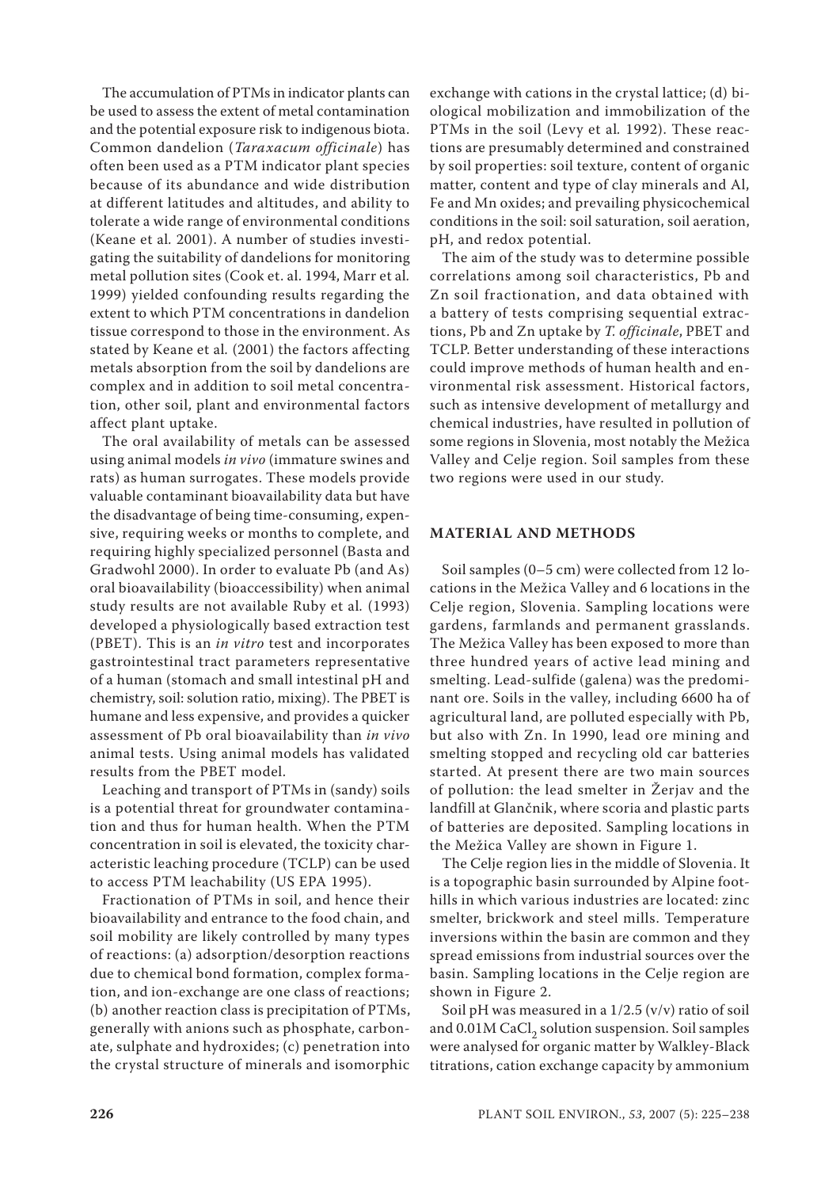The accumulation of PTMs in indicator plants can be used to assess the extent of metal contamination and the potential exposure risk to indigenous biota. Common dandelion (*Taraxacum officinale*) has often been used as a PTM indicator plant species because of its abundance and wide distribution at different latitudes and altitudes, and ability to tolerate a wide range of environmental conditions (Keane et al*.* 2001). A number of studies investigating the suitability of dandelions for monitoring metal pollution sites (Cook et. al. 1994, Marr et al*.* 1999) yielded confounding results regarding the extent to which PTM concentrations in dandelion tissue correspond to those in the environment. As stated by Keane et al*.* (2001) the factors affecting metals absorption from the soil by dandelions are complex and in addition to soil metal concentration, other soil, plant and environmental factors affect plant uptake.

The oral availability of metals can be assessed using animal models *in vivo* (immature swines and rats) as human surrogates. These models provide valuable contaminant bioavailability data but have the disadvantage of being time-consuming, expensive, requiring weeks or months to complete, and requiring highly specialized personnel (Basta and Gradwohl 2000). In order to evaluate Pb (and As) oral bioavailability (bioaccessibility) when animal study results are not available Ruby et al*.* (1993) developed a physiologically based extraction test (PBET). This is an *in vitro* test and incorporates gastrointestinal tract parameters representative of a human (stomach and small intestinal pH and chemistry, soil: solution ratio, mixing). The PBET is humane and less expensive, and provides a quicker assessment of Pb oral bioavailability than *in vivo* animal tests. Using animal models has validated results from the PBET model.

Leaching and transport of PTMs in (sandy) soils is a potential threat for groundwater contamination and thus for human health. When the PTM concentration in soil is elevated, the toxicity characteristic leaching procedure (TCLP) can be used to access PTM leachability (US EPA 1995).

Fractionation of PTMs in soil, and hence their bioavailability and entrance to the food chain, and soil mobility are likely controlled by many types of reactions: (a) adsorption/desorption reactions due to chemical bond formation, complex formation, and ion-exchange are one class of reactions; (b) another reaction class is precipitation of PTMs, generally with anions such as phosphate, carbonate, sulphate and hydroxides; (c) penetration into the crystal structure of minerals and isomorphic exchange with cations in the crystal lattice; (d) biological mobilization and immobilization of the PTMs in the soil (Levy et al*.* 1992). These reactions are presumably determined and constrained by soil properties: soil texture, content of organic matter, content and type of clay minerals and Al, Fe and Mn oxides; and prevailing physicochemical conditions in the soil: soil saturation, soil aeration, pH, and redox potential.

The aim of the study was to determine possible correlations among soil characteristics, Pb and Zn soil fractionation, and data obtained with a battery of tests comprising sequential extractions, Pb and Zn uptake by *T. officinale*, PBET and TCLP. Better understanding of these interactions could improve methods of human health and environmental risk assessment. Historical factors, such as intensive development of metallurgy and chemical industries, have resulted in pollution of some regions in Slovenia, most notably the Mežica Valley and Celje region. Soil samples from these two regions were used in our study.

## MATERIAL AND METHODS

Soil samples (0–5 cm) were collected from 12 locations in the Mežica Valley and 6 locations in the Celje region, Slovenia. Sampling locations were gardens, farmlands and permanent grasslands. The Mežica Valley has been exposed to more than three hundred years of active lead mining and smelting. Lead-sulfide (galena) was the predominant ore. Soils in the valley, including 6600 ha of agricultural land, are polluted especially with Pb, but also with Zn. In 1990, lead ore mining and smelting stopped and recycling old car batteries started. At present there are two main sources of pollution: the lead smelter in Žerjav and the landfill at Glančnik, where scoria and plastic parts of batteries are deposited. Sampling locations in the Mežica Valley are shown in Figure 1.

The Celje region lies in the middle of Slovenia. It is a topographic basin surrounded by Alpine foothills in which various industries are located: zinc smelter, brickwork and steel mills. Temperature inversions within the basin are common and they spread emissions from industrial sources over the basin. Sampling locations in the Celje region are shown in Figure 2.

Soil pH was measured in a 1/2.5 (v/v) ratio of soil and 0.01M $CaCl_2$ solution suspension. Soil samples were analysed for organic matter by Walkley-Black titrations, cation exchange capacity by ammonium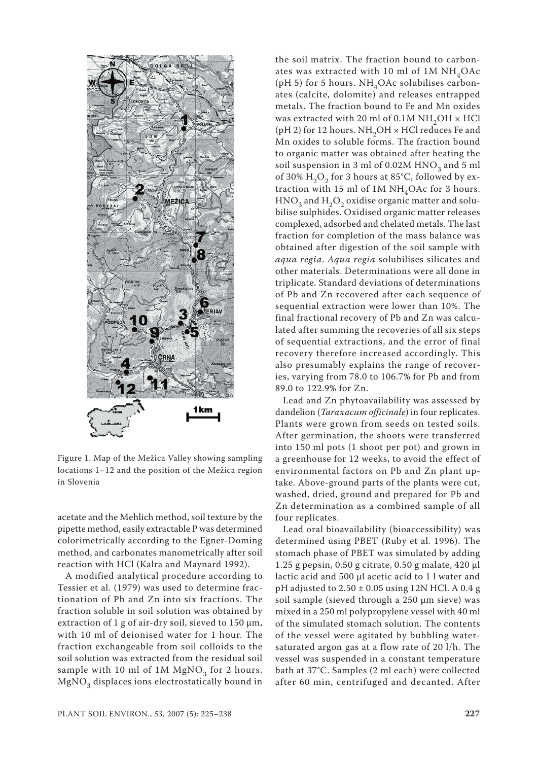Figure 1. Map of the Mežica Valley showing sampling locations 1–12 and the position of the Mežica region in Slovenia

acetate and the Mehlich method, soil texture by the pipette method, easily extractable P was determined colorimetrically according to the Egner-Doming method, and carbonates manometrically after soil reaction with HCl (Kalra and Maynard 1992).

A modified analytical procedure according to Tessier et al. (1979) was used to determine fractionation of Pb and Zn into six fractions. The fraction soluble in soil solution was obtained by extraction of 1 g of air-dry soil, sieved to 150 μm, with 10 ml of deionised water for 1 hour. The fraction exchangeable from soil colloids to the soil solution was extracted from the residual soil sample with 10 ml of 1M $MgNO_3$ for 2 hours. $MgNO_3$ displaces ions electrostatically bound in the soil matrix. The fraction bound to carbonates was extracted with 10 ml of 1M $NH_4OAc$ (pH 5) for 5 hours. $NH_4OAc$ solubilises carbonates (calcite, dolomite) and releases entrapped metals. The fraction bound to Fe and Mn oxides was extracted with 20 ml of 0.1M $NH_2OH \times HCl$ (pH 2) for 12 hours. $NH_2OH \times HCl$ reduces Fe and Mn oxides to soluble forms. The fraction bound to organic matter was obtained after heating the soil suspension in 3 ml of 0.02M $HNO_3$ and 5 ml of 30% $H_2O_2$ for 3 hours at 85°C, followed by extraction with 15 ml of 1M $NH_4OAc$ for 3 hours. $HNO_3$ and $H_2O_2$ oxidise organic matter and solubilise sulphides. Oxidised organic matter releases complexed, adsorbed and chelated metals. The last fraction for completion of the mass balance was obtained after digestion of the soil sample with *aqua regia*. *Aqua regia* solubilises silicates and other materials. Determinations were all done in triplicate. Standard deviations of determinations of Pb and Zn recovered after each sequence of sequential extraction were lower than 10%. The final fractional recovery of Pb and Zn was calculated after summing the recoveries of all six steps of sequential extractions, and the error of final recovery therefore increased accordingly. This also presumably explains the range of recoveries, varying from 78.0 to 106.7% for Pb and from 89.0 to 122.9% for Zn.

Lead and Zn phytoavailability was assessed by dandelion (*Taraxacum officinale*) in four replicates. Plants were grown from seeds on tested soils. After germination, the shoots were transferred into 150 ml pots (1 shoot per pot) and grown in a greenhouse for 12 weeks, to avoid the effect of environmental factors on Pb and Zn plant uptake. Above-ground parts of the plants were cut, washed, dried, ground and prepared for Pb and Zn determination as a combined sample of all four replicates.

Lead oral bioavailability (bioaccessibility) was determined using PBET (Ruby et al. 1996). The stomach phase of PBET was simulated by adding 1.25 g pepsin, 0.50 g citrate, 0.50 g malate, 420 μl lactic acid and 500 μl acetic acid to 1 l water and pH adjusted to 2.50 ± 0.05 using 12N HCl. A 0.4 g soil sample (sieved through a 250 μm sieve) was mixed in a 250 ml polypropylene vessel with 40 ml of the simulated stomach solution. The contents of the vessel were agitated by bubbling water-saturated argon gas at a flow rate of 20 l/h. The vessel was suspended in a constant temperature bath at 37°C. Samples (2 ml each) were collected after 60 min, centrifuged and decanted. After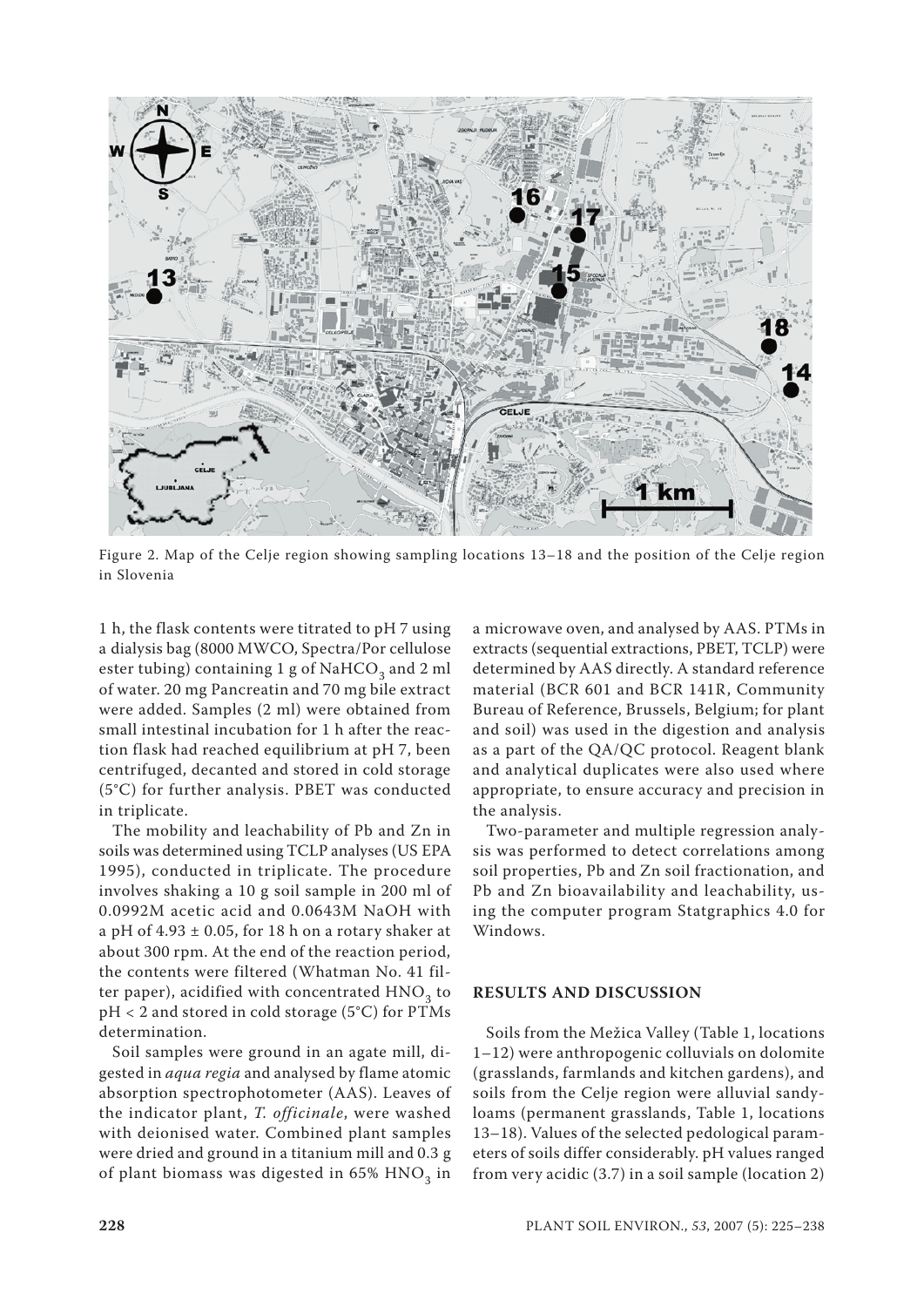Figure 2. Map of the Celje region showing sampling locations 13–18 and the position of the Celje region in Slovenia

1 h, the flask contents were titrated to pH 7 using a dialysis bag (8000 MWCO, Spectra/Por cellulose ester tubing) containing 1 g of $NaHCO_3$ and 2 ml of water. 20 mg Pancreatin and 70 mg bile extract were added. Samples (2 ml) were obtained from small intestinal incubation for 1 h after the reaction flask had reached equilibrium at pH 7, been centrifuged, decanted and stored in cold storage (5°C) for further analysis. PBET was conducted in triplicate.

The mobility and leachability of Pb and Zn in soils was determined using TCLP analyses (US EPA 1995), conducted in triplicate. The procedure involves shaking a 10 g soil sample in 200 ml of 0.0992M acetic acid and 0.0643M NaOH with a pH of 4.93 ± 0.05, for 18 h on a rotary shaker at about 300 rpm. At the end of the reaction period, the contents were filtered (Whatman No. 41 filter paper), acidified with concentrated $HNO_3$ to pH < 2 and stored in cold storage (5°C) for PTMs determination.

Soil samples were ground in an agate mill, digested in *aqua regia* and analysed by flame atomic absorption spectrophotometer (AAS). Leaves of the indicator plant, *T. officinale*, were washed with deionised water. Combined plant samples were dried and ground in a titanium mill and 0.3 g of plant biomass was digested in 65% $HNO_3$ in a microwave oven, and analysed by AAS. PTMs in extracts (sequential extractions, PBET, TCLP) were determined by AAS directly. A standard reference material (BCR 601 and BCR 141R, Community Bureau of Reference, Brussels, Belgium; for plant and soil) was used in the digestion and analysis as a part of the QA/QC protocol. Reagent blank and analytical duplicates were also used where appropriate, to ensure accuracy and precision in the analysis.

Two-parameter and multiple regression analysis was performed to detect correlations among soil properties, Pb and Zn soil fractionation, and Pb and Zn bioavailability and leachability, using the computer program Statgraphics 4.0 for Windows.

## RESULTS AND DISCUSSION

Soils from the Mežica Valley (Table 1, locations 1–12) were anthropogenic colluvials on dolomite (grasslands, farmlands and kitchen gardens), and soils from the Celje region were alluvial sandy-loams (permanent grasslands, Table 1, locations 13–18). Values of the selected pedological parameters of soils differ considerably. pH values ranged from very acidic (3.7) in a soil sample (location 2)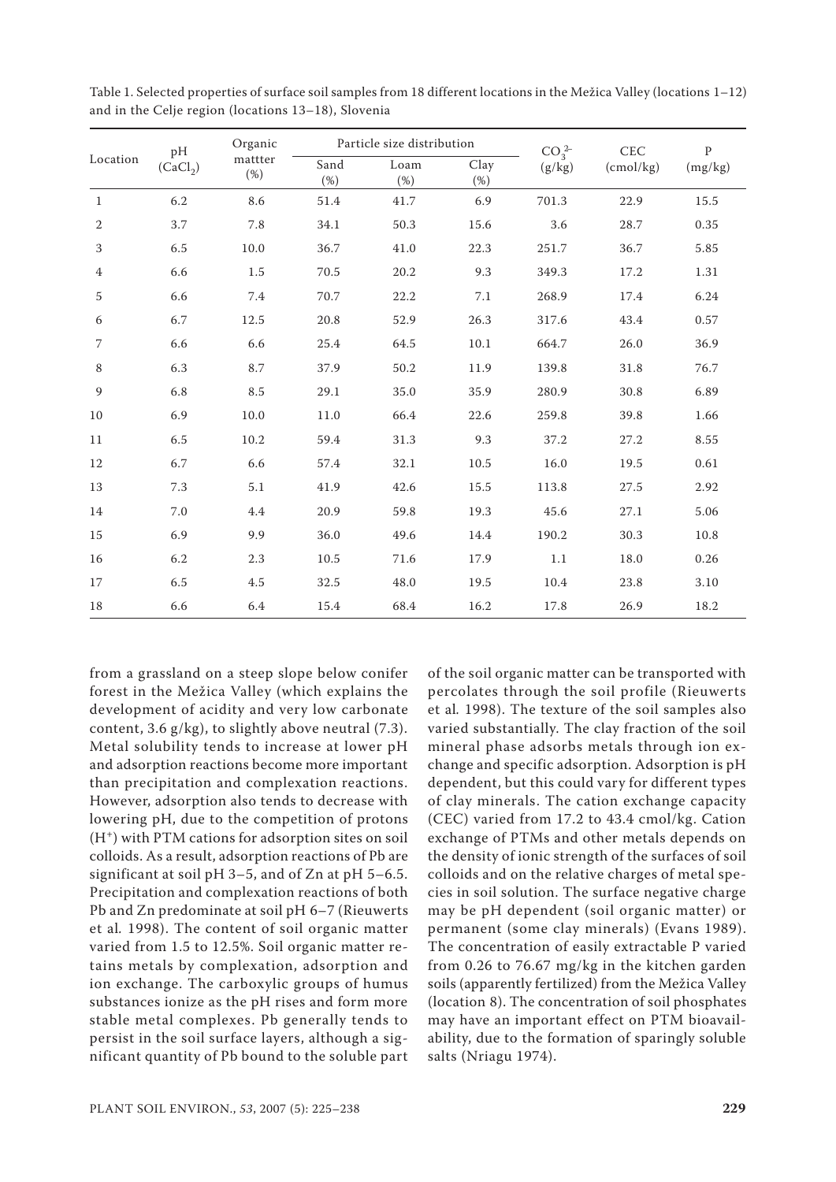Table 1. Selected properties of surface soil samples from 18 different locations in the Mežica Valley (locations 1–12) and in the Celje region (locations 13–18), Slovenia

| Location | pH ($CaCl_2$) | Organic mattter (%) | Particle size distribution | | | $CO_3^{2-}$ (g/kg) | CEC (cmol/kg) | P (mg/kg) |
|---|---|---|---|---|---|---|---|---|
| | | | Sand (%) | Loam (%) | Clay (%) | | | |
| 1 | 6.2 | 8.6 | 51.4 | 41.7 | 6.9 | 701.3 | 22.9 | 15.5 |
| 2 | 3.7 | 7.8 | 34.1 | 50.3 | 15.6 | 3.6 | 28.7 | 0.35 |
| 3 | 6.5 | 10.0 | 36.7 | 41.0 | 22.3 | 251.7 | 36.7 | 5.85 |
| 4 | 6.6 | 1.5 | 70.5 | 20.2 | 9.3 | 349.3 | 17.2 | 1.31 |
| 5 | 6.6 | 7.4 | 70.7 | 22.2 | 7.1 | 268.9 | 17.4 | 6.24 |
| 6 | 6.7 | 12.5 | 20.8 | 52.9 | 26.3 | 317.6 | 43.4 | 0.57 |
| 7 | 6.6 | 6.6 | 25.4 | 64.5 | 10.1 | 664.7 | 26.0 | 36.9 |
| 8 | 6.3 | 8.7 | 37.9 | 50.2 | 11.9 | 139.8 | 31.8 | 76.7 |
| 9 | 6.8 | 8.5 | 29.1 | 35.0 | 35.9 | 280.9 | 30.8 | 6.89 |
| 10 | 6.9 | 10.0 | 11.0 | 66.4 | 22.6 | 259.8 | 39.8 | 1.66 |
| 11 | 6.5 | 10.2 | 59.4 | 31.3 | 9.3 | 37.2 | 27.2 | 8.55 |
| 12 | 6.7 | 6.6 | 57.4 | 32.1 | 10.5 | 16.0 | 19.5 | 0.61 |
| 13 | 7.3 | 5.1 | 41.9 | 42.6 | 15.5 | 113.8 | 27.5 | 2.92 |
| 14 | 7.0 | 4.4 | 20.9 | 59.8 | 19.3 | 45.6 | 27.1 | 5.06 |
| 15 | 6.9 | 9.9 | 36.0 | 49.6 | 14.4 | 190.2 | 30.3 | 10.8 |
| 16 | 6.2 | 2.3 | 10.5 | 71.6 | 17.9 | 1.1 | 18.0 | 0.26 |
| 17 | 6.5 | 4.5 | 32.5 | 48.0 | 19.5 | 10.4 | 23.8 | 3.10 |
| 18 | 6.6 | 6.4 | 15.4 | 68.4 | 16.2 | 17.8 | 26.9 | 18.2 |

from a grassland on a steep slope below conifer forest in the Mežica Valley (which explains the development of acidity and very low carbonate content, 3.6 g/kg), to slightly above neutral (7.3). Metal solubility tends to increase at lower pH and adsorption reactions become more important than precipitation and complexation reactions. However, adsorption also tends to decrease with lowering pH, due to the competition of protons ($H^+$) with PTM cations for adsorption sites on soil colloids. As a result, adsorption reactions of Pb are significant at soil pH 3–5, and of Zn at pH 5–6.5. Precipitation and complexation reactions of both Pb and Zn predominate at soil pH 6–7 (Rieuwerts et al. 1998). The content of soil organic matter varied from 1.5 to 12.5%. Soil organic matter retains metals by complexation, adsorption and ion exchange. The carboxylic groups of humus substances ionize as the pH rises and form more stable metal complexes. Pb generally tends to persist in the soil surface layers, although a significant quantity of Pb bound to the soluble part of the soil organic matter can be transported with percolates through the soil profile (Rieuwerts et al*.* 1998). The texture of the soil samples also varied substantially. The clay fraction of the soil mineral phase adsorbs metals through ion exchange and specific adsorption. Adsorption is pH dependent, but this could vary for different types of clay minerals. The cation exchange capacity (CEC) varied from 17.2 to 43.4 cmol/kg. Cation exchange of PTMs and other metals depends on the density of ionic strength of the surfaces of soil colloids and on the relative charges of metal species in soil solution. The surface negative charge may be pH dependent (soil organic matter) or permanent (some clay minerals) (Evans 1989). The concentration of easily extractable P varied from 0.26 to 76.67 mg/kg in the kitchen garden soils (apparently fertilized) from the Mežica Valley (location 8). The concentration of soil phosphates may have an important effect on PTM bioavailability, due to the formation of sparingly soluble salts (Nriagu 1974).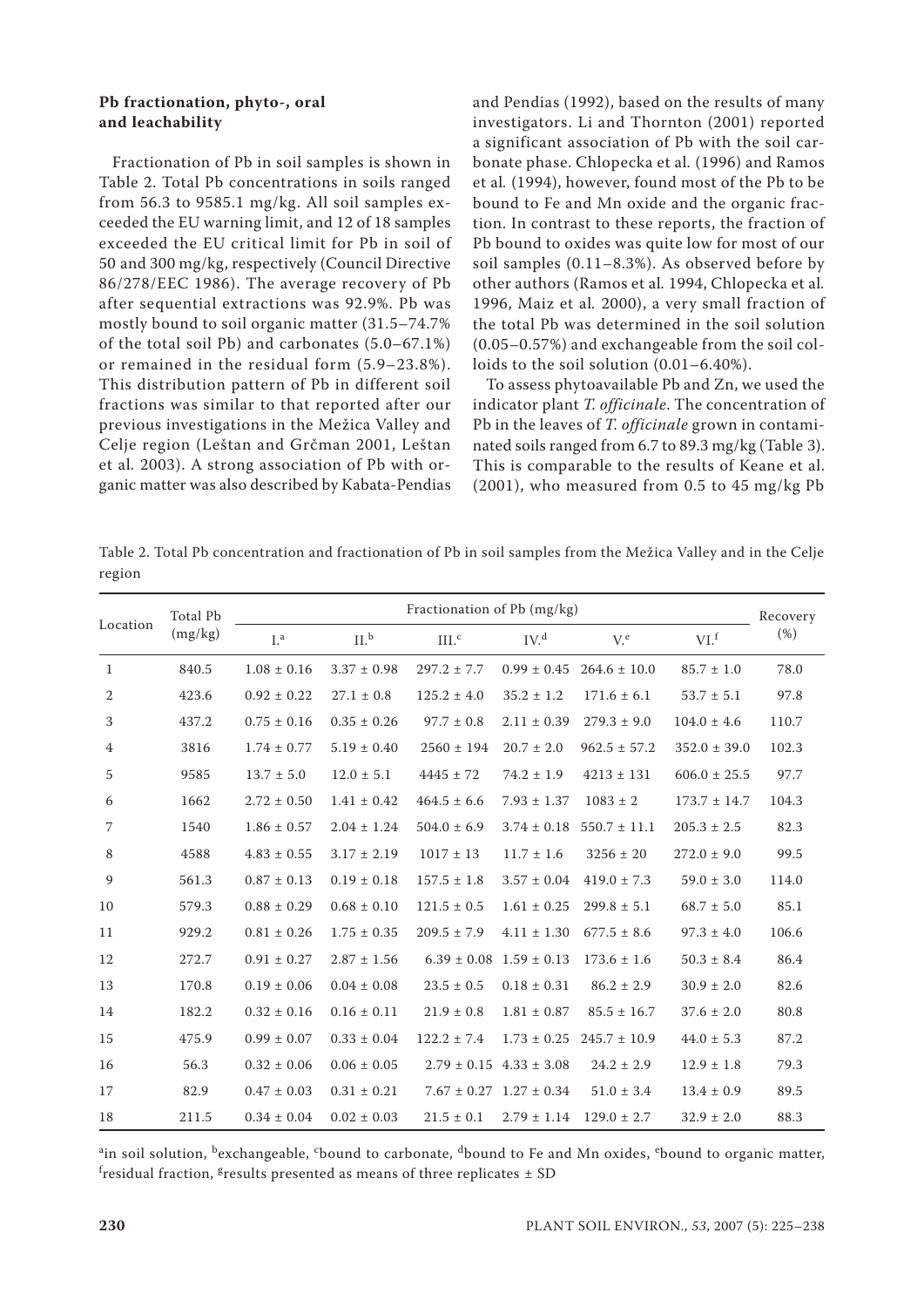**Pb fractionation, phyto-, oral and leachability**

Fractionation of Pb in soil samples is shown in Table 2. Total Pb concentrations in soils ranged from 56.3 to 9585.1 mg/kg. All soil samples exceeded the EU warning limit, and 12 of 18 samples exceeded the EU critical limit for Pb in soil of 50 and 300 mg/kg, respectively (Council Directive 86/278/EEC 1986). The average recovery of Pb after sequential extractions was 92.9%. Pb was mostly bound to soil organic matter (31.5–74.7% of the total soil Pb) and carbonates (5.0–67.1%) or remained in the residual form (5.9–23.8%). This distribution pattern of Pb in different soil fractions was similar to that reported after our previous investigations in the Mežica Valley and Celje region (Leštan and Grčman 2001, Leštan et al. 2003). A strong association of Pb with organic matter was also described by Kabata-Pendias and Pendias (1992), based on the results of many investigators. Li and Thornton (2001) reported a significant association of Pb with the soil carbonate phase. Chlopecka et al. (1996) and Ramos et al. (1994), however, found most of the Pb to be bound to Fe and Mn oxide and the organic fraction. In contrast to these reports, the fraction of Pb bound to oxides was quite low for most of our soil samples (0.11–8.3%). As observed before by other authors (Ramos et al. 1994, Chlopecka et al. 1996, Maiz et al. 2000), a very small fraction of the total Pb was determined in the soil solution (0.05–0.57%) and exchangeable from the soil colloids to the soil solution (0.01–6.40%).

To assess phytoavailable Pb and Zn, we used the indicator plant *T. officinale*. The concentration of Pb in the leaves of *T. officinale* grown in contaminated soils ranged from 6.7 to 89.3 mg/kg (Table 3). This is comparable to the results of Keane et al. (2001), who measured from 0.5 to 45 mg/kg Pb

Table 2. Total Pb concentration and fractionation of Pb in soil samples from the Mežica Valley and in the Celje region

| Location | Total Pb (mg/kg) | Fractionation of Pb (mg/kg) | | | | | | Recovery (%) |
|---|---|---|---|---|---|---|---|---|
| | | I.[a] | II.[b] | III.[c] | IV.[d] | V.[e] | VI.[f] | |
| 1 | 840.5 | 1.08 ± 0.16 | 3.37 ± 0.98 | 297.2 ± 7.7 | 0.99 ± 0.45 | 264.6 ± 10.0 | 85.7 ± 1.0 | 78.0 |
| 2 | 423.6 | 0.92 ± 0.22 | 27.1 ± 0.8 | 125.2 ± 4.0 | 35.2 ± 1.2 | 171.6 ± 6.1 | 53.7 ± 5.1 | 97.8 |
| 3 | 437.2 | 0.75 ± 0.16 | 0.35 ± 0.26 | 97.7 ± 0.8 | 2.11 ± 0.39 | 279.3 ± 9.0 | 104.0 ± 4.6 | 110.7 |
| 4 | 3816 | 1.74 ± 0.77 | 5.19 ± 0.40 | 2560 ± 194 | 20.7 ± 2.0 | 962.5 ± 57.2 | 352.0 ± 39.0 | 102.3 |
| 5 | 9585 | 13.7 ± 5.0 | 12.0 ± 5.1 | 4445 ± 72 | 74.2 ± 1.9 | 4213 ± 131 | 606.0 ± 25.5 | 97.7 |
| 6 | 1662 | 2.72 ± 0.50 | 1.41 ± 0.42 | 464.5 ± 6.6 | 7.93 ± 1.37 | 1083 ± 2 | 173.7 ± 14.7 | 104.3 |
| 7 | 1540 | 1.86 ± 0.57 | 2.04 ± 1.24 | 504.0 ± 6.9 | 3.74 ± 0.18 | 550.7 ± 11.1 | 205.3 ± 2.5 | 82.3 |
| 8 | 4588 | 4.83 ± 0.55 | 3.17 ± 2.19 | 1017 ± 13 | 11.7 ± 1.6 | 3256 ± 20 | 272.0 ± 9.0 | 99.5 |
| 9 | 561.3 | 0.87 ± 0.13 | 0.19 ± 0.18 | 157.5 ± 1.8 | 3.57 ± 0.04 | 419.0 ± 7.3 | 59.0 ± 3.0 | 114.0 |
| 10 | 579.3 | 0.88 ± 0.29 | 0.68 ± 0.10 | 121.5 ± 0.5 | 1.61 ± 0.25 | 299.8 ± 5.1 | 68.7 ± 5.0 | 85.1 |
| 11 | 929.2 | 0.81 ± 0.26 | 1.75 ± 0.35 | 209.5 ± 7.9 | 4.11 ± 1.30 | 677.5 ± 8.6 | 97.3 ± 4.0 | 106.6 |
| 12 | 272.7 | 0.91 ± 0.27 | 2.87 ± 1.56 | 6.39 ± 0.08 | 1.59 ± 0.13 | 173.6 ± 1.6 | 50.3 ± 8.4 | 86.4 |
| 13 | 170.8 | 0.19 ± 0.06 | 0.04 ± 0.08 | 23.5 ± 0.5 | 0.18 ± 0.31 | 86.2 ± 2.9 | 30.9 ± 2.0 | 82.6 |
| 14 | 182.2 | 0.32 ± 0.16 | 0.16 ± 0.11 | 21.9 ± 0.8 | 1.81 ± 0.87 | 85.5 ± 16.7 | 37.6 ± 2.0 | 80.8 |
| 15 | 475.9 | 0.99 ± 0.07 | 0.33 ± 0.04 | 122.2 ± 7.4 | 1.73 ± 0.25 | 245.7 ± 10.9 | 44.0 ± 5.3 | 87.2 |
| 16 | 56.3 | 0.32 ± 0.06 | 0.06 ± 0.05 | 2.79 ± 0.15 | 4.33 ± 3.08 | 24.2 ± 2.9 | 12.9 ± 1.8 | 79.3 |
| 17 | 82.9 | 0.47 ± 0.03 | 0.31 ± 0.21 | 7.67 ± 0.27 | 1.27 ± 0.34 | 51.0 ± 3.4 | 13.4 ± 0.9 | 89.5 |
| 18 | 211.5 | 0.34 ± 0.04 | 0.02 ± 0.03 | 21.5 ± 0.1 | 2.79 ± 1.14 | 129.0 ± 2.7 | 32.9 ± 2.0 | 88.3 |

[a]in soil solution, [b]exchangeable, [c]bound to carbonate, [d]bound to Fe and Mn oxides, [e]bound to organic matter, [f]residual fraction, [g]results presented as means of three replicates ± SD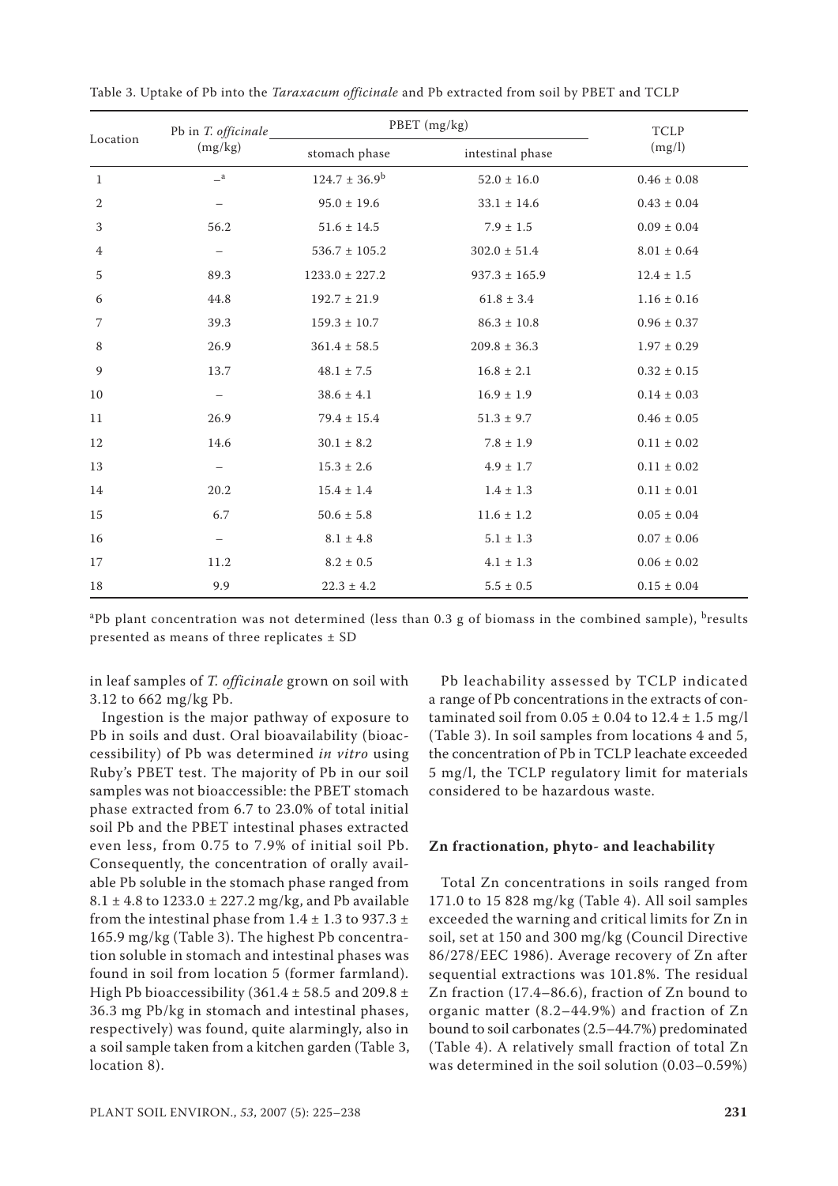Table 3. Uptake of Pb into the *Taraxacum officinale* and Pb extracted from soil by PBET and TCLP

| Location | Pb in *T. officinale* (mg/kg) | PBET (mg/kg) | | TCLP (mg/l) |
|---|---|---|---|---|
| | | stomach phase | intestinal phase | |
| 1 | –[a] | 124.7 ± 36.9[b] | 52.0 ± 16.0 | 0.46 ± 0.08 |
| 2 | – | 95.0 ± 19.6 | 33.1 ± 14.6 | 0.43 ± 0.04 |
| 3 | 56.2 | 51.6 ± 14.5 | 7.9 ± 1.5 | 0.09 ± 0.04 |
| 4 | – | 536.7 ± 105.2 | 302.0 ± 51.4 | 8.01 ± 0.64 |
| 5 | 89.3 | 1233.0 ± 227.2 | 937.3 ± 165.9 | 12.4 ± 1.5 |
| 6 | 44.8 | 192.7 ± 21.9 | 61.8 ± 3.4 | 1.16 ± 0.16 |
| 7 | 39.3 | 159.3 ± 10.7 | 86.3 ± 10.8 | 0.96 ± 0.37 |
| 8 | 26.9 | 361.4 ± 58.5 | 209.8 ± 36.3 | 1.97 ± 0.29 |
| 9 | 13.7 | 48.1 ± 7.5 | 16.8 ± 2.1 | 0.32 ± 0.15 |
| 10 | – | 38.6 ± 4.1 | 16.9 ± 1.9 | 0.14 ± 0.03 |
| 11 | 26.9 | 79.4 ± 15.4 | 51.3 ± 9.7 | 0.46 ± 0.05 |
| 12 | 14.6 | 30.1 ± 8.2 | 7.8 ± 1.9 | 0.11 ± 0.02 |
| 13 | – | 15.3 ± 2.6 | 4.9 ± 1.7 | 0.11 ± 0.02 |
| 14 | 20.2 | 15.4 ± 1.4 | 1.4 ± 1.3 | 0.11 ± 0.01 |
| 15 | 6.7 | 50.6 ± 5.8 | 11.6 ± 1.2 | 0.05 ± 0.04 |
| 16 | – | 8.1 ± 4.8 | 5.1 ± 1.3 | 0.07 ± 0.06 |
| 17 | 11.2 | 8.2 ± 0.5 | 4.1 ± 1.3 | 0.06 ± 0.02 |
| 18 | 9.9 | 22.3 ± 4.2 | 5.5 ± 0.5 | 0.15 ± 0.04 |

[a]Pb plant concentration was not determined (less than 0.3 g of biomass in the combined sample), [b]results presented as means of three replicates ± SD

in leaf samples of *T. officinale* grown on soil with 3.12 to 662 mg/kg Pb.

Ingestion is the major pathway of exposure to Pb in soils and dust. Oral bioavailability (bioaccessibility) of Pb was determined *in vitro* using Ruby's PBET test. The majority of Pb in our soil samples was not bioaccessible: the PBET stomach phase extracted from 6.7 to 23.0% of total initial soil Pb and the PBET intestinal phases extracted even less, from 0.75 to 7.9% of initial soil Pb. Consequently, the concentration of orally available Pb soluble in the stomach phase ranged from 8.1 ± 4.8 to 1233.0 ± 227.2 mg/kg, and Pb available from the intestinal phase from 1.4 ± 1.3 to 937.3 ± 165.9 mg/kg (Table 3). The highest Pb concentration soluble in stomach and intestinal phases was found in soil from location 5 (former farmland). High Pb bioaccessibility (361.4 ± 58.5 and 209.8 ± 36.3 mg Pb/kg in stomach and intestinal phases, respectively) was found, quite alarmingly, also in a soil sample taken from a kitchen garden (Table 3, location 8).

Pb leachability assessed by TCLP indicated a range of Pb concentrations in the extracts of contaminated soil from 0.05 ± 0.04 to 12.4 ± 1.5 mg/l (Table 3). In soil samples from locations 4 and 5, the concentration of Pb in TCLP leachate exceeded 5 mg/l, the TCLP regulatory limit for materials considered to be hazardous waste.

### Zn fractionation, phyto- and leachability

Total Zn concentrations in soils ranged from 171.0 to 15 828 mg/kg (Table 4). All soil samples exceeded the warning and critical limits for Zn in soil, set at 150 and 300 mg/kg (Council Directive 86/278/EEC 1986). Average recovery of Zn after sequential extractions was 101.8%. The residual Zn fraction (17.4–86.6), fraction of Zn bound to organic matter (8.2–44.9%) and fraction of Zn bound to soil carbonates (2.5–44.7%) predominated (Table 4). A relatively small fraction of total Zn was determined in the soil solution (0.03–0.59%)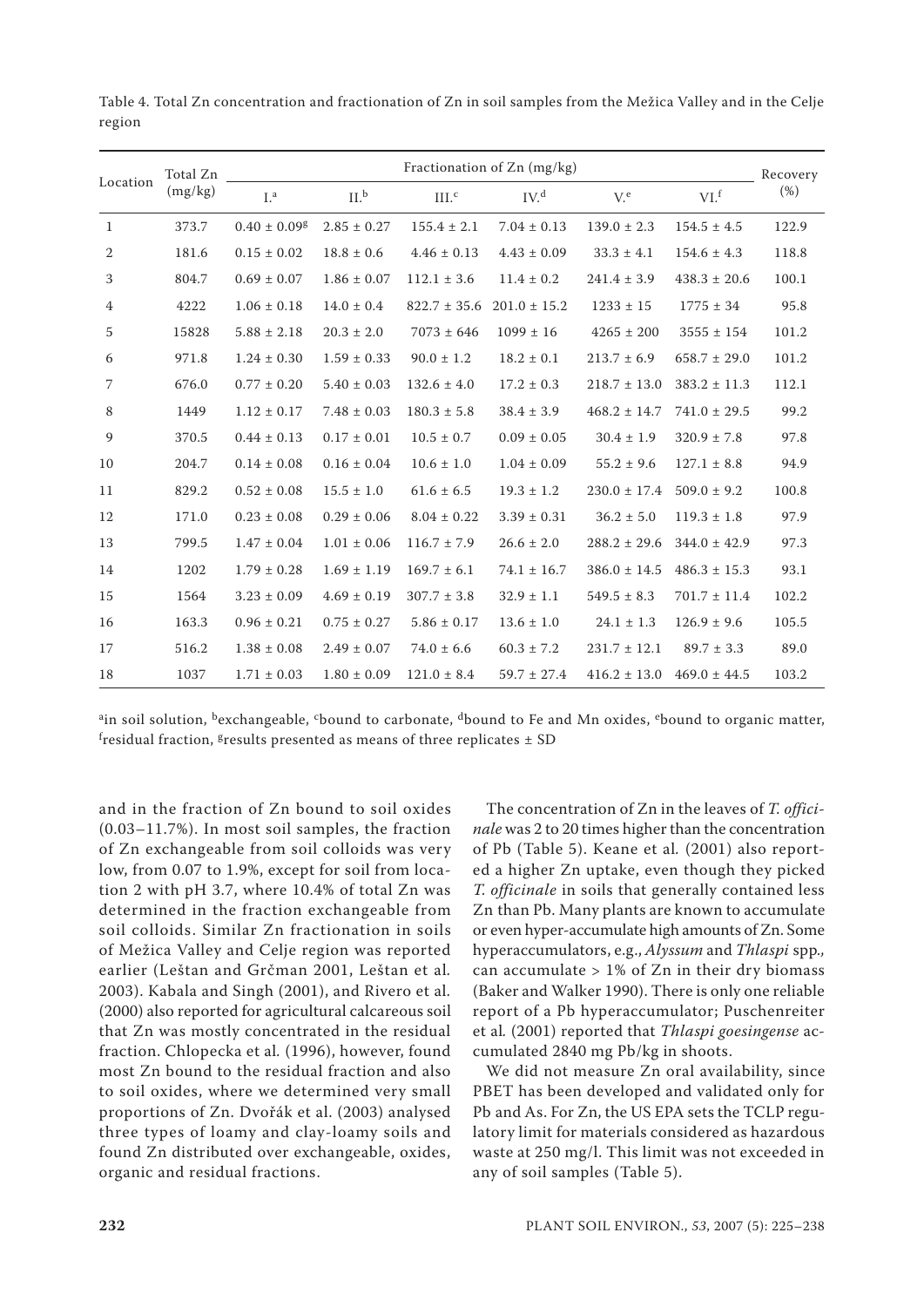Table 4. Total Zn concentration and fractionation of Zn in soil samples from the Mežica Valley and in the Celje region

| Location | Total Zn (mg/kg) | Fractionation of Zn (mg/kg) | | | | | | Recovery (%) |
|---|---|---|---|---|---|---|---|---|
| | | I.[a] | II.[b] | III.[c] | IV.[d] | V.[e] | VI.[f] | |
| 1 | 373.7 | 0.40 ± 0.09[g] | 2.85 ± 0.27 | 155.4 ± 2.1 | 7.04 ± 0.13 | 139.0 ± 2.3 | 154.5 ± 4.5 | 122.9 |
| 2 | 181.6 | 0.15 ± 0.02 | 18.8 ± 0.6 | 4.46 ± 0.13 | 4.43 ± 0.09 | 33.3 ± 4.1 | 154.6 ± 4.3 | 118.8 |
| 3 | 804.7 | 0.69 ± 0.07 | 1.86 ± 0.07 | 112.1 ± 3.6 | 11.4 ± 0.2 | 241.4 ± 3.9 | 438.3 ± 20.6 | 100.1 |
| 4 | 4222 | 1.06 ± 0.18 | 14.0 ± 0.4 | 822.7 ± 35.6 | 201.0 ± 15.2 | 1233 ± 15 | 1775 ± 34 | 95.8 |
| 5 | 15828 | 5.88 ± 2.18 | 20.3 ± 2.0 | 7073 ± 646 | 1099 ± 16 | 4265 ± 200 | 3555 ± 154 | 101.2 |
| 6 | 971.8 | 1.24 ± 0.30 | 1.59 ± 0.33 | 90.0 ± 1.2 | 18.2 ± 0.1 | 213.7 ± 6.9 | 658.7 ± 29.0 | 101.2 |
| 7 | 676.0 | 0.77 ± 0.20 | 5.40 ± 0.03 | 132.6 ± 4.0 | 17.2 ± 0.3 | 218.7 ± 13.0 | 383.2 ± 11.3 | 112.1 |
| 8 | 1449 | 1.12 ± 0.17 | 7.48 ± 0.03 | 180.3 ± 5.8 | 38.4 ± 3.9 | 468.2 ± 14.7 | 741.0 ± 29.5 | 99.2 |
| 9 | 370.5 | 0.44 ± 0.13 | 0.17 ± 0.01 | 10.5 ± 0.7 | 0.09 ± 0.05 | 30.4 ± 1.9 | 320.9 ± 7.8 | 97.8 |
| 10 | 204.7 | 0.14 ± 0.08 | 0.16 ± 0.04 | 10.6 ± 1.0 | 1.04 ± 0.09 | 55.2 ± 9.6 | 127.1 ± 8.8 | 94.9 |
| 11 | 829.2 | 0.52 ± 0.08 | 15.5 ± 1.0 | 61.6 ± 6.5 | 19.3 ± 1.2 | 230.0 ± 17.4 | 509.0 ± 9.2 | 100.8 |
| 12 | 171.0 | 0.23 ± 0.08 | 0.29 ± 0.06 | 8.04 ± 0.22 | 3.39 ± 0.31 | 36.2 ± 5.0 | 119.3 ± 1.8 | 97.9 |
| 13 | 799.5 | 1.47 ± 0.04 | 1.01 ± 0.06 | 116.7 ± 7.9 | 26.6 ± 2.0 | 288.2 ± 29.6 | 344.0 ± 42.9 | 97.3 |
| 14 | 1202 | 1.79 ± 0.28 | 1.69 ± 1.19 | 169.7 ± 6.1 | 74.1 ± 16.7 | 386.0 ± 14.5 | 486.3 ± 15.3 | 93.1 |
| 15 | 1564 | 3.23 ± 0.09 | 4.69 ± 0.19 | 307.7 ± 3.8 | 32.9 ± 1.1 | 549.5 ± 8.3 | 701.7 ± 11.4 | 102.2 |
| 16 | 163.3 | 0.96 ± 0.21 | 0.75 ± 0.27 | 5.86 ± 0.17 | 13.6 ± 1.0 | 24.1 ± 1.3 | 126.9 ± 9.6 | 105.5 |
| 17 | 516.2 | 1.38 ± 0.08 | 2.49 ± 0.07 | 74.0 ± 6.6 | 60.3 ± 7.2 | 231.7 ± 12.1 | 89.7 ± 3.3 | 89.0 |
| 18 | 1037 | 1.71 ± 0.03 | 1.80 ± 0.09 | 121.0 ± 8.4 | 59.7 ± 27.4 | 416.2 ± 13.0 | 469.0 ± 44.5 | 103.2 |

[a]in soil solution, [b]exchangeable, [c]bound to carbonate, [d]bound to Fe and Mn oxides, [e]bound to organic matter, [f]residual fraction, [g]results presented as means of three replicates ± SD

and in the fraction of Zn bound to soil oxides (0.03–11.7%). In most soil samples, the fraction of Zn exchangeable from soil colloids was very low, from 0.07 to 1.9%, except for soil from location 2 with pH 3.7, where 10.4% of total Zn was determined in the fraction exchangeable from soil colloids. Similar Zn fractionation in soils of Mežica Valley and Celje region was reported earlier (Leštan and Grčman 2001, Leštan et al. 2003). Kabala and Singh (2001), and Rivero et al. (2000) also reported for agricultural calcareous soil that Zn was mostly concentrated in the residual fraction. Chlopecka et al. (1996), however, found most Zn bound to the residual fraction and also to soil oxides, where we determined very small proportions of Zn. Dvořák et al. (2003) analysed three types of loamy and clay-loamy soils and found Zn distributed over exchangeable, oxides, organic and residual fractions.

The concentration of Zn in the leaves of *T. officinale* was 2 to 20 times higher than the concentration of Pb (Table 5). Keane et al. (2001) also reported a higher Zn uptake, even though they picked *T. officinale* in soils that generally contained less Zn than Pb. Many plants are known to accumulate or even hyper-accumulate high amounts of Zn. Some hyperaccumulators, e.g., *Alyssum* and *Thlaspi* spp., can accumulate > 1% of Zn in their dry biomass (Baker and Walker 1990). There is only one reliable report of a Pb hyperaccumulator; Puschenreiter et al. (2001) reported that *Thlaspi goesingense* accumulated 2840 mg Pb/kg in shoots.

We did not measure Zn oral availability, since PBET has been developed and validated only for Pb and As. For Zn, the US EPA sets the TCLP regulatory limit for materials considered as hazardous waste at 250 mg/l. This limit was not exceeded in any of soil samples (Table 5).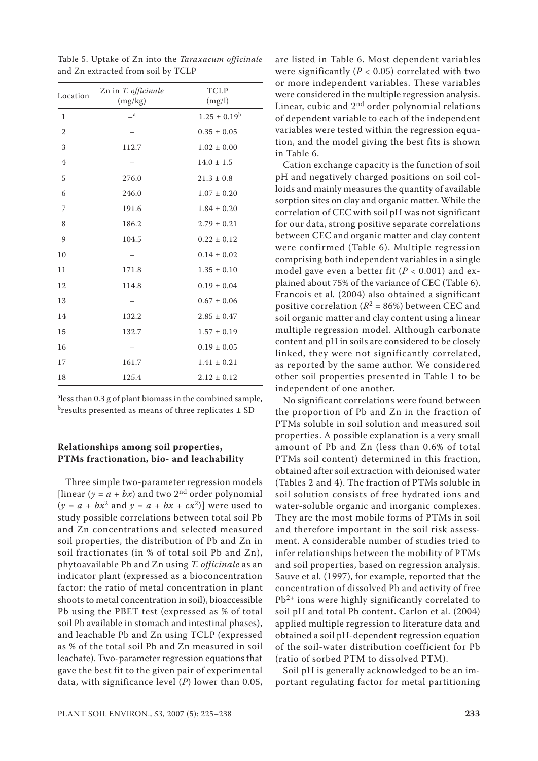Table 5. Uptake of Zn into the *Taraxacum officinale* and Zn extracted from soil by TCLP

| Location | Zn in *T. officinale* (mg/kg) | TCLP (mg/l) |
|---|---|---|
| 1 | –[a] | 1.25 ± 0.19[b] |
| 2 | – | 0.35 ± 0.05 |
| 3 | 112.7 | 1.02 ± 0.00 |
| 4 | – | 14.0 ± 1.5 |
| 5 | 276.0 | 21.3 ± 0.8 |
| 6 | 246.0 | 1.07 ± 0.20 |
| 7 | 191.6 | 1.84 ± 0.20 |
| 8 | 186.2 | 2.79 ± 0.21 |
| 9 | 104.5 | 0.22 ± 0.12 |
| 10 | – | 0.14 ± 0.02 |
| 11 | 171.8 | 1.35 ± 0.10 |
| 12 | 114.8 | 0.19 ± 0.04 |
| 13 | – | 0.67 ± 0.06 |
| 14 | 132.2 | 2.85 ± 0.47 |
| 15 | 132.7 | 1.57 ± 0.19 |
| 16 | – | 0.19 ± 0.05 |
| 17 | 161.7 | 1.41 ± 0.21 |
| 18 | 125.4 | 2.12 ± 0.12 |

[a]less than 0.3 g of plant biomass in the combined sample, [b]results presented as means of three replicates ± SD

### Relationships among soil properties, PTMs fractionation, bio- and leachability

Three simple two-parameter regression models [linear ($y = a + bx$) and two 2nd order polynomial ($y = a + bx^2$ and $y = a + bx + cx^2$)] were used to study possible correlations between total soil Pb and Zn concentrations and selected measured soil properties, the distribution of Pb and Zn in soil fractionates (in % of total soil Pb and Zn), phytoavailable Pb and Zn using *T. officinale* as an indicator plant (expressed as a bioconcentration factor: the ratio of metal concentration in plant shoots to metal concentration in soil), bioaccessible Pb using the PBET test (expressed as % of total soil Pb available in stomach and intestinal phases), and leachable Pb and Zn using TCLP (expressed as % of the total soil Pb and Zn measured in soil leachate). Two-parameter regression equations that gave the best fit to the given pair of experimental data, with significance level ($P$) lower than 0.05, are listed in Table 6. Most dependent variables were significantly ($P < 0.05$) correlated with two or more independent variables. These variables were considered in the multiple regression analysis. Linear, cubic and 2nd order polynomial relations of dependent variable to each of the independent variables were tested within the regression equation, and the model giving the best fits is shown in Table 6.

Cation exchange capacity is the function of soil pH and negatively charged positions on soil colloids and mainly measures the quantity of available sorption sites on clay and organic matter. While the correlation of CEC with soil pH was not significant for our data, strong positive separate correlations between CEC and organic matter and clay content were confirmed (Table 6). Multiple regression comprising both independent variables in a single model gave even a better fit ($P < 0.001$) and explained about 75% of the variance of CEC (Table 6). Francois et al. (2004) also obtained a significant positive correlation ($R^2 = 86\%$) between CEC and soil organic matter and clay content using a linear multiple regression model. Although carbonate content and pH in soils are considered to be closely linked, they were not significantly correlated, as reported by the same author. We considered other soil properties presented in Table 1 to be independent of one another.

No significant correlations were found between the proportion of Pb and Zn in the fraction of PTMs soluble in soil solution and measured soil properties. A possible explanation is a very small amount of Pb and Zn (less than 0.6% of total PTMs soil content) determined in this fraction, obtained after soil extraction with deionised water (Tables 2 and 4). The fraction of PTMs soluble in soil solution consists of free hydrated ions and water-soluble organic and inorganic complexes. They are the most mobile forms of PTMs in soil and therefore important in the soil risk assessment. A considerable number of studies tried to infer relationships between the mobility of PTMs and soil properties, based on regression analysis. Sauve et al. (1997), for example, reported that the concentration of dissolved Pb and activity of free $Pb^{2+}$ ions were highly significantly correlated to soil pH and total Pb content. Carlon et al. (2004) applied multiple regression to literature data and obtained a soil pH-dependent regression equation of the soil-water distribution coefficient for Pb (ratio of sorbed PTM to dissolved PTM).

Soil pH is generally acknowledged to be an important regulating factor for metal partitioning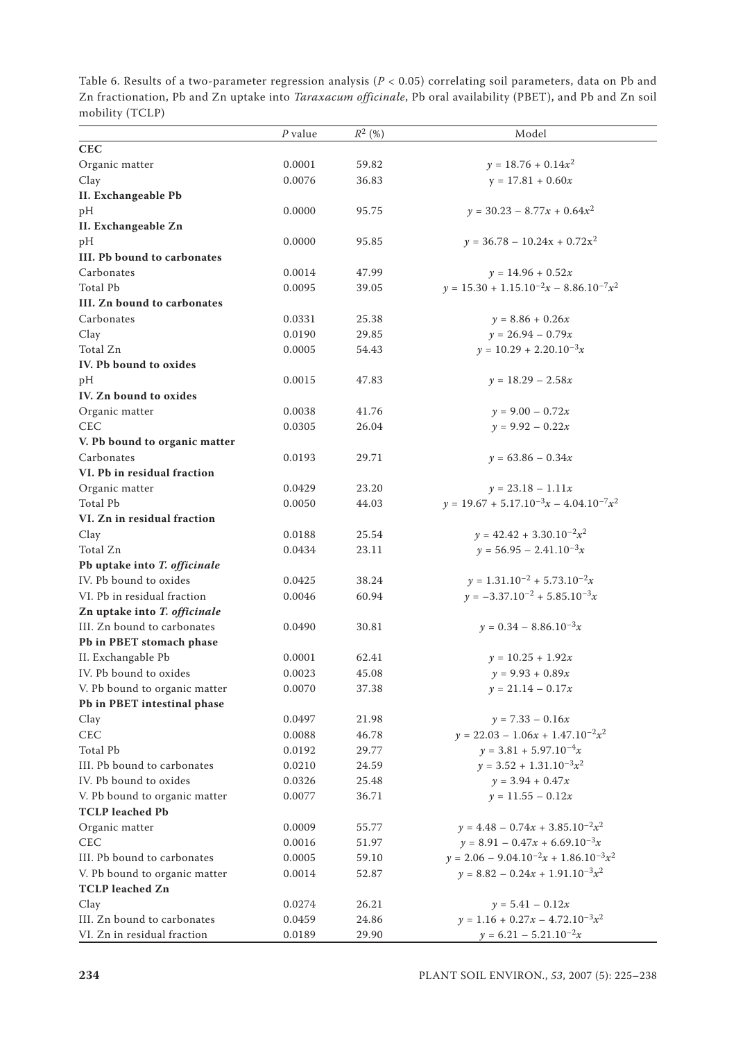Table 6. Results of a two-parameter regression analysis ($P < 0.05$) correlating soil parameters, data on Pb and Zn fractionation, Pb and Zn uptake into *Taraxacum officinale*, Pb oral availability (PBET), and Pb and Zn soil mobility (TCLP)

| | $P$ value | $R^2$ (%) | Model |
|---|---|---|---|
| **CEC** | | | |
| Organic matter | 0.0001 | 59.82 | $y = 18.76 + 0.14x^2$ |
| Clay | 0.0076 | 36.83 | $y = 17.81 + 0.60x$ |
| **II. Exchangeable Pb** | | | |
| pH | 0.0000 | 95.75 | $y = 30.23 - 8.77x + 0.64x^2$ |
| **II. Exchangeable Zn** | | | |
| pH | 0.0000 | 95.85 | $y = 36.78 - 10.24x + 0.72x^2$ |
| **III. Pb bound to carbonates** | | | |
| Carbonates | 0.0014 | 47.99 | $y = 14.96 + 0.52x$ |
| Total Pb | 0.0095 | 39.05 | $y = 15.30 + 1.15.10^{-2}x - 8.86.10^{-7}x^2$ |
| **III. Zn bound to carbonates** | | | |
| Carbonates | 0.0331 | 25.38 | $y = 8.86 + 0.26x$ |
| Clay | 0.0190 | 29.85 | $y = 26.94 - 0.79x$ |
| Total Zn | 0.0005 | 54.43 | $y = 10.29 + 2.20.10^{-3}x$ |
| **IV. Pb bound to oxides** | | | |
| pH | 0.0015 | 47.83 | $y = 18.29 - 2.58x$ |
| **IV. Zn bound to oxides** | | | |
| Organic matter | 0.0038 | 41.76 | $y = 9.00 - 0.72x$ |
| CEC | 0.0305 | 26.04 | $y = 9.92 - 0.22x$ |
| **V. Pb bound to organic matter** | | | |
| Carbonates | 0.0193 | 29.71 | $y = 63.86 - 0.34x$ |
| **VI. Pb in residual fraction** | | | |
| Organic matter | 0.0429 | 23.20 | $y = 23.18 - 1.11x$ |
| Total Pb | 0.0050 | 44.03 | $y = 19.67 + 5.17.10^{-3}x - 4.04.10^{-7}x^2$ |
| **VI. Zn in residual fraction** | | | |
| Clay | 0.0188 | 25.54 | $y = 42.42 + 3.30.10^{-2}x^2$ |
| Total Zn | 0.0434 | 23.11 | $y = 56.95 - 2.41.10^{-3}x$ |
| **Pb uptake into *T. officinale*** | | | |
| IV. Pb bound to oxides | 0.0425 | 38.24 | $y = 1.31.10^{-2} + 5.73.10^{-2}x$ |
| VI. Pb in residual fraction | 0.0046 | 60.94 | $y = -3.37.10^{-2} + 5.85.10^{-3}x$ |
| **Zn uptake into *T. officinale*** | | | |
| III. Zn bound to carbonates | 0.0490 | 30.81 | $y = 0.34 - 8.86.10^{-3}x$ |
| **Pb in PBET stomach phase** | | | |
| II. Exchangable Pb | 0.0001 | 62.41 | $y = 10.25 + 1.92x$ |
| IV. Pb bound to oxides | 0.0023 | 45.08 | $y = 9.93 + 0.89x$ |
| V. Pb bound to organic matter | 0.0070 | 37.38 | $y = 21.14 - 0.17x$ |
| **Pb in PBET intestinal phase** | | | |
| Clay | 0.0497 | 21.98 | $y = 7.33 - 0.16x$ |
| CEC | 0.0088 | 46.78 | $y = 22.03 - 1.06x + 1.47.10^{-2}x^2$ |
| Total Pb | 0.0192 | 29.77 | $y = 3.81 + 5.97.10^{-4}x$ |
| III. Pb bound to carbonates | 0.0210 | 24.59 | $y = 3.52 + 1.31.10^{-3}x^2$ |
| IV. Pb bound to oxides | 0.0326 | 25.48 | $y = 3.94 + 0.47x$ |
| V. Pb bound to organic matter | 0.0077 | 36.71 | $y = 11.55 - 0.12x$ |
| **TCLP leached Pb** | | | |
| Organic matter | 0.0009 | 55.77 | $y = 4.48 - 0.74x + 3.85.10^{-2}x^2$ |
| CEC | 0.0016 | 51.97 | $y = 8.91 - 0.47x + 6.69.10^{-3}x$ |
| III. Pb bound to carbonates | 0.0005 | 59.10 | $y = 2.06 - 9.04.10^{-2}x + 1.86.10^{-3}x^2$ |
| V. Pb bound to organic matter | 0.0014 | 52.87 | $y = 8.82 - 0.24x + 1.91.10^{-3}x^2$ |
| **TCLP leached Zn** | | | |
| Clay | 0.0274 | 26.21 | $y = 5.41 - 0.12x$ |
| III. Zn bound to carbonates | 0.0459 | 24.86 | $y = 1.16 + 0.27x - 4.72.10^{-3}x^2$ |
| VI. Zn in residual fraction | 0.0189 | 29.90 | $y = 6.21 - 5.21.10^{-2}x$ |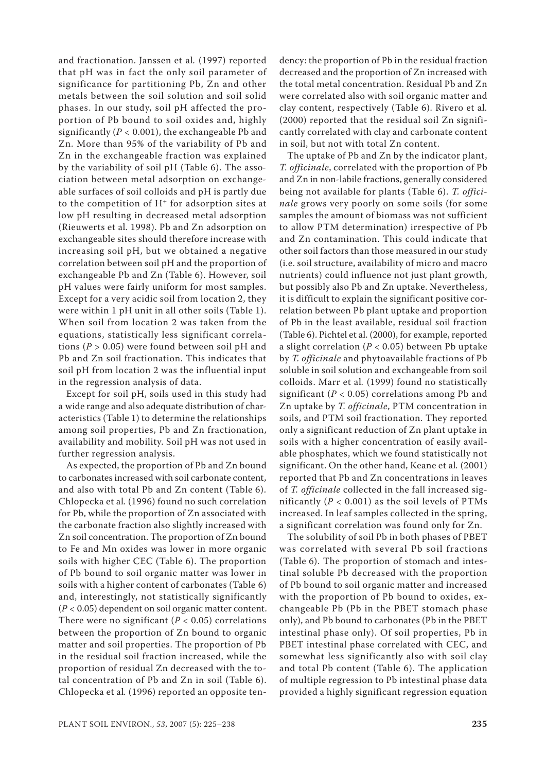and fractionation. Janssen et al. (1997) reported that pH was in fact the only soil parameter of significance for partitioning Pb, Zn and other metals between the soil solution and soil solid phases. In our study, soil pH affected the proportion of Pb bound to soil oxides and, highly significantly ($P < 0.001$), the exchangeable Pb and Zn. More than 95% of the variability of Pb and Zn in the exchangeable fraction was explained by the variability of soil pH (Table 6). The association between metal adsorption on exchangeable surfaces of soil colloids and pH is partly due to the competition of $H^+$ for adsorption sites at low pH resulting in decreased metal adsorption (Rieuwerts et al. 1998). Pb and Zn adsorption on exchangeable sites should therefore increase with increasing soil pH, but we obtained a negative correlation between soil pH and the proportion of exchangeable Pb and Zn (Table 6). However, soil pH values were fairly uniform for most samples. Except for a very acidic soil from location 2, they were within 1 pH unit in all other soils (Table 1). When soil from location 2 was taken from the equations, statistically less significant correlations ($P > 0.05$) were found between soil pH and Pb and Zn soil fractionation. This indicates that soil pH from location 2 was the influential input in the regression analysis of data.

Except for soil pH, soils used in this study had a wide range and also adequate distribution of characteristics (Table 1) to determine the relationships among soil properties, Pb and Zn fractionation, availability and mobility. Soil pH was not used in further regression analysis.

As expected, the proportion of Pb and Zn bound to carbonates increased with soil carbonate content, and also with total Pb and Zn content (Table 6). Chlopecka et al. (1996) found no such correlation for Pb, while the proportion of Zn associated with the carbonate fraction also slightly increased with Zn soil concentration. The proportion of Zn bound to Fe and Mn oxides was lower in more organic soils with higher CEC (Table 6). The proportion of Pb bound to soil organic matter was lower in soils with a higher content of carbonates (Table 6) and, interestingly, not statistically significantly ($P < 0.05$) dependent on soil organic matter content. There were no significant ($P < 0.05$) correlations between the proportion of Zn bound to organic matter and soil properties. The proportion of Pb in the residual soil fraction increased, while the proportion of residual Zn decreased with the total concentration of Pb and Zn in soil (Table 6). Chlopecka et al. (1996) reported an opposite tendency: the proportion of Pb in the residual fraction decreased and the proportion of Zn increased with the total metal concentration. Residual Pb and Zn were correlated also with soil organic matter and clay content, respectively (Table 6). Rivero et al. (2000) reported that the residual soil Zn significantly correlated with clay and carbonate content in soil, but not with total Zn content.

The uptake of Pb and Zn by the indicator plant, *T. officinale*, correlated with the proportion of Pb and Zn in non-labile fractions, generally considered being not available for plants (Table 6). *T. officinale* grows very poorly on some soils (for some samples the amount of biomass was not sufficient to allow PTM determination) irrespective of Pb and Zn contamination. This could indicate that other soil factors than those measured in our study (i.e. soil structure, availability of micro and macro nutrients) could influence not just plant growth, but possibly also Pb and Zn uptake. Nevertheless, it is difficult to explain the significant positive correlation between Pb plant uptake and proportion of Pb in the least available, residual soil fraction (Table 6). Pichtel et al. (2000), for example, reported a slight correlation ($P < 0.05$) between Pb uptake by *T. officinale* and phytoavailable fractions of Pb soluble in soil solution and exchangeable from soil colloids. Marr et al. (1999) found no statistically significant ($P < 0.05$) correlations among Pb and Zn uptake by *T. officinale*, PTM concentration in soils, and PTM soil fractionation. They reported only a significant reduction of Zn plant uptake in soils with a higher concentration of easily available phosphates, which we found statistically not significant. On the other hand, Keane et al. (2001) reported that Pb and Zn concentrations in leaves of *T. officinale* collected in the fall increased significantly ($P < 0.001$) as the soil levels of PTMs increased. In leaf samples collected in the spring, a significant correlation was found only for Zn.

The solubility of soil Pb in both phases of PBET was correlated with several Pb soil fractions (Table 6). The proportion of stomach and intestinal soluble Pb decreased with the proportion of Pb bound to soil organic matter and increased with the proportion of Pb bound to oxides, exchangeable Pb (Pb in the PBET stomach phase only), and Pb bound to carbonates (Pb in the PBET intestinal phase only). Of soil properties, Pb in PBET intestinal phase correlated with CEC, and somewhat less significantly also with soil clay and total Pb content (Table 6). The application of multiple regression to Pb intestinal phase data provided a highly significant regression equation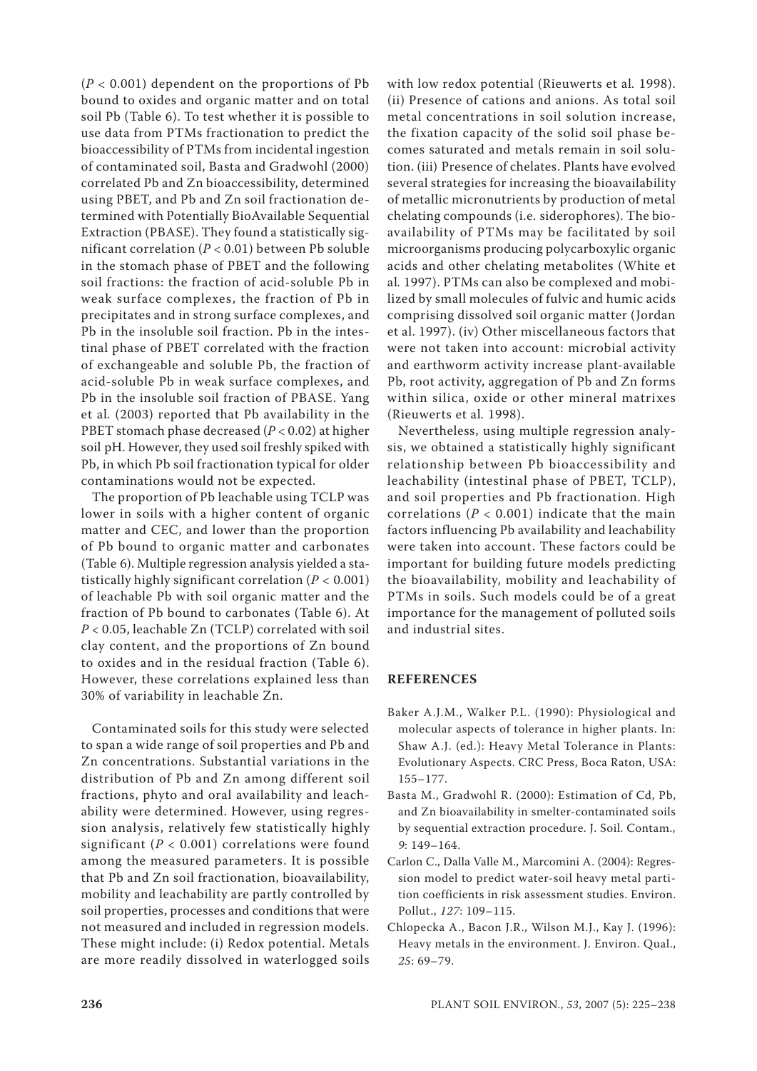($P < 0.001$) dependent on the proportions of Pb bound to oxides and organic matter and on total soil Pb (Table 6). To test whether it is possible to use data from PTMs fractionation to predict the bioaccessibility of PTMs from incidental ingestion of contaminated soil, Basta and Gradwohl (2000) correlated Pb and Zn bioaccessibility, determined using PBET, and Pb and Zn soil fractionation determined with Potentially BioAvailable Sequential Extraction (PBASE). They found a statistically significant correlation ($P < 0.01$) between Pb soluble in the stomach phase of PBET and the following soil fractions: the fraction of acid-soluble Pb in weak surface complexes, the fraction of Pb in precipitates and in strong surface complexes, and Pb in the insoluble soil fraction. Pb in the intestinal phase of PBET correlated with the fraction of exchangeable and soluble Pb, the fraction of acid-soluble Pb in weak surface complexes, and Pb in the insoluble soil fraction of PBASE. Yang et al. (2003) reported that Pb availability in the PBET stomach phase decreased ($P < 0.02$) at higher soil pH. However, they used soil freshly spiked with Pb, in which Pb soil fractionation typical for older contaminations would not be expected.

The proportion of Pb leachable using TCLP was lower in soils with a higher content of organic matter and CEC, and lower than the proportion of Pb bound to organic matter and carbonates (Table 6). Multiple regression analysis yielded a statistically highly significant correlation ($P < 0.001$) of leachable Pb with soil organic matter and the fraction of Pb bound to carbonates (Table 6). At $P < 0.05$, leachable Zn (TCLP) correlated with soil clay content, and the proportions of Zn bound to oxides and in the residual fraction (Table 6). However, these correlations explained less than 30% of variability in leachable Zn.

Contaminated soils for this study were selected to span a wide range of soil properties and Pb and Zn concentrations. Substantial variations in the distribution of Pb and Zn among different soil fractions, phyto and oral availability and leachability were determined. However, using regression analysis, relatively few statistically highly significant ($P < 0.001$) correlations were found among the measured parameters. It is possible that Pb and Zn soil fractionation, bioavailability, mobility and leachability are partly controlled by soil properties, processes and conditions that were not measured and included in regression models. These might include: (i) Redox potential. Metals are more readily dissolved in waterlogged soils with low redox potential (Rieuwerts et al. 1998). (ii) Presence of cations and anions. As total soil metal concentrations in soil solution increase, the fixation capacity of the solid soil phase becomes saturated and metals remain in soil solution. (iii) Presence of chelates. Plants have evolved several strategies for increasing the bioavailability of metallic micronutrients by production of metal chelating compounds (i.e. siderophores). The bioavailability of PTMs may be facilitated by soil microorganisms producing polycarboxylic organic acids and other chelating metabolites (White et al. 1997). PTMs can also be complexed and mobilized by small molecules of fulvic and humic acids comprising dissolved soil organic matter (Jordan et al. 1997). (iv) Other miscellaneous factors that were not taken into account: microbial activity and earthworm activity increase plant-available Pb, root activity, aggregation of Pb and Zn forms within silica, oxide or other mineral matrixes (Rieuwerts et al. 1998).

Nevertheless, using multiple regression analysis, we obtained a statistically highly significant relationship between Pb bioaccessibility and leachability (intestinal phase of PBET, TCLP), and soil properties and Pb fractionation. High correlations ($P < 0.001$) indicate that the main factors influencing Pb availability and leachability were taken into account. These factors could be important for building future models predicting the bioavailability, mobility and leachability of PTMs in soils. Such models could be of a great importance for the management of polluted soils and industrial sites.

## REFERENCES

Baker A.J.M., Walker P.L. (1990): Physiological and molecular aspects of tolerance in higher plants. In: Shaw A.J. (ed.): Heavy Metal Tolerance in Plants: Evolutionary Aspects. CRC Press, Boca Raton, USA: 155–177.

Basta M., Gradwohl R. (2000): Estimation of Cd, Pb, and Zn bioavailability in smelter-contaminated soils by sequential extraction procedure. J. Soil. Contam., *9*: 149–164.

Carlon C., Dalla Valle M., Marcomini A. (2004): Regression model to predict water-soil heavy metal partition coefficients in risk assessment studies. Environ. Pollut., *127*: 109–115.

Chlopecka A., Bacon J.R., Wilson M.J., Kay J. (1996): Heavy metals in the environment. J. Environ. Qual., *25*: 69–79.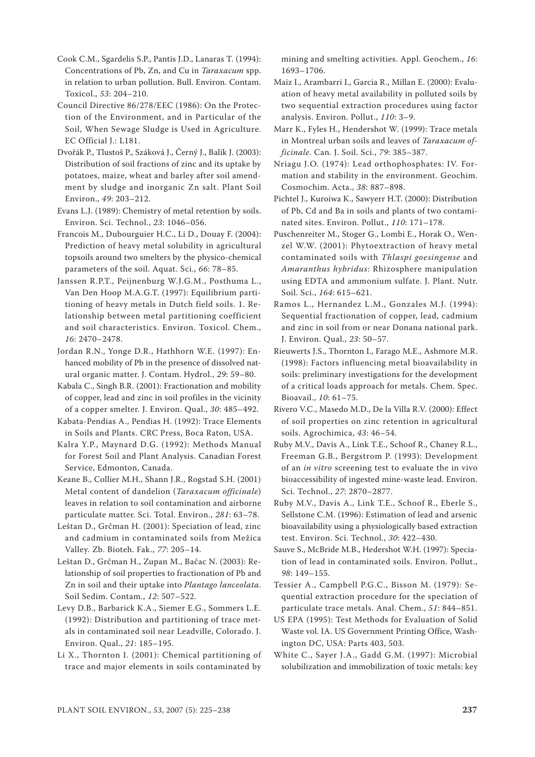Cook C.M., Sgardelis S.P., Pantis J.D., Lanaras T. (1994): Concentrations of Pb, Zn, and Cu in *Taraxacum* spp. in relation to urban pollution. Bull. Environ. Contam. Toxicol., *53*: 204–210.

Council Directive 86/278/EEC (1986): On the Protection of the Environment, and in Particular of the Soil, When Sewage Sludge is Used in Agriculture. EC Official J.: L181.

Dvořák P., Tlustoš P., Száková J., Černý J., Balík J. (2003): Distribution of soil fractions of zinc and its uptake by potatoes, maize, wheat and barley after soil amendment by sludge and inorganic Zn salt. Plant Soil Environ., *49*: 203–212.

Evans L.J. (1989): Chemistry of metal retention by soils. Environ. Sci. Technol., *23*: 1046–056.

Francois M., Dubourguier H.C., Li D., Douay F. (2004): Prediction of heavy metal solubility in agricultural topsoils around two smelters by the physico-chemical parameters of the soil. Aquat. Sci., *66*: 78–85.

Janssen R.P.T., Peijnenburg W.J.G.M., Posthuma L., Van Den Hoop M.A.G.T. (1997): Equilibrium partitioning of heavy metals in Dutch field soils. 1. Relationship between metal partitioning coefficient and soil characteristics. Environ. Toxicol. Chem., *16*: 2470–2478.

Jordan R.N., Yonge D.R., Hathhorn W.E. (1997): Enhanced mobility of Pb in the presence of dissolved natural organic matter. J. Contam. Hydrol., *29*: 59–80.

Kabala C., Singh B.R. (2001): Fractionation and mobility of copper, lead and zinc in soil profiles in the vicinity of a copper smelter. J. Environ. Qual., *30*: 485–492.

Kabata-Pendias A., Pendias H. (1992): Trace Elements in Soils and Plants. CRC Press, Boca Raton, USA.

Kalra Y.P., Maynard D.G. (1992): Methods Manual for Forest Soil and Plant Analysis. Canadian Forest Service, Edmonton, Canada.

Keane B., Collier M.H., Shann J.R., Rogstad S.H. (2001) Metal content of dandelion (*Taraxacum officinale*) leaves in relation to soil contamination and airborne particulate matter. Sci. Total. Environ., *281*: 63–78.

Leštan D., Grčman H. (2001): Speciation of lead, zinc and cadmium in contaminated soils from Mežica Valley. Zb. Bioteh. Fak., *77*: 205–14.

Leštan D., Grčman H., Zupan M., Bačac N. (2003): Relationship of soil properties to fractionation of Pb and Zn in soil and their uptake into *Plantago lanceolata*. Soil Sedim. Contam., *12*: 507–522.

Levy D.B., Barbarick K.A., Siemer E.G., Sommers L.E. (1992): Distribution and partitioning of trace metals in contaminated soil near Leadville, Colorado. J. Environ. Qual., *21*: 185–195.

Li X., Thornton I. (2001): Chemical partitioning of trace and major elements in soils contaminated by mining and smelting activities. Appl. Geochem., *16*: 1693–1706.

Maiz I., Arambarri I., Garcia R., Millan E. (2000): Evaluation of heavy metal availability in polluted soils by two sequential extraction procedures using factor analysis. Environ. Pollut., *110*: 3–9.

Marr K., Fyles H., Hendershot W. (1999): Trace metals in Montreal urban soils and leaves of *Taraxacum officinale*. Can. J. Soil. Sci., *79*: 385–387.

Nriagu J.O. (1974): Lead orthophosphates: IV. Formation and stability in the environment. Geochim. Cosmochim. Acta., *38*: 887–898.

Pichtel J., Kuroiwa K., Sawyerr H.T. (2000): Distribution of Pb, Cd and Ba in soils and plants of two contaminated sites. Environ. Pollut., *110*: 171–178.

Puschenreiter M., Stoger G., Lombi E., Horak O., Wenzel W.W. (2001): Phytoextraction of heavy metal contaminated soils with *Thlaspi goesingense* and *Amaranthus hybridus*: Rhizosphere manipulation using EDTA and ammonium sulfate. J. Plant. Nutr. Soil. Sci., *164*: 615–621.

Ramos L., Hernandez L.M., Gonzales M.J. (1994): Sequential fractionation of copper, lead, cadmium and zinc in soil from or near Donana national park. J. Environ. Qual., *23*: 50–57.

Rieuwerts J.S., Thornton I., Farago M.E., Ashmore M.R. (1998): Factors influencing metal bioavailability in soils: preliminary investigations for the development of a critical loads approach for metals. Chem. Spec. Bioavail., *10*: 61–75.

Rivero V.C., Masedo M.D., De la Villa R.V. (2000): Effect of soil properties on zinc retention in agricultural soils. Agrochimica, *43*: 46–54.

Ruby M.V., Davis A., Link T.E., Schoof R., Chaney R.L., Freeman G.B., Bergstrom P. (1993): Development of an *in vitro* screening test to evaluate the in vivo bioaccessibility of ingested mine-waste lead. Environ. Sci. Technol., *27*: 2870–2877.

Ruby M.V., Davis A., Link T.E., Schoof R., Eberle S., Sellstone C.M. (1996): Estimation of lead and arsenic bioavailability using a physiologically based extraction test. Environ. Sci. Technol., *30*: 422–430.

Sauve S., McBride M.B., Hedershot W.H. (1997): Speciation of lead in contaminated soils. Environ. Pollut., *98*: 149–155.

Tessier A., Campbell P.G.C., Bisson M. (1979): Sequential extraction procedure for the speciation of particulate trace metals. Anal. Chem., *51*: 844–851.

US EPA (1995): Test Methods for Evaluation of Solid Waste vol. IA. US Government Printing Office, Washington DC, USA: Parts 403, 503.

White C., Sayer J.A., Gadd G.M. (1997): Microbial solubilization and immobilization of toxic metals: key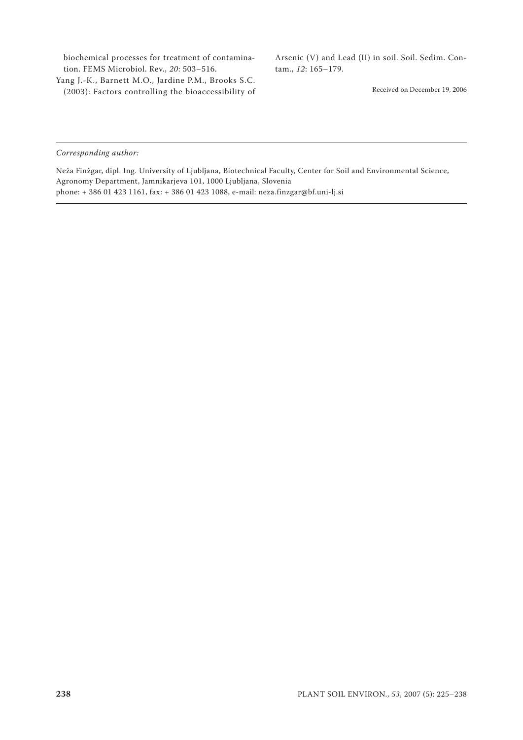biochemical processes for treatment of contamination. FEMS Microbiol. Rev., *20*: 503–516.

Yang J.-K., Barnett M.O., Jardine P.M., Brooks S.C. (2003): Factors controlling the bioaccessibility of Arsenic (V) and Lead (II) in soil. Soil. Sedim. Contam., *12*: 165–179.

Received on December 19, 2006

---

*Corresponding author:*

Neža Finžgar, dipl. Ing. University of Ljubljana, Biotechnical Faculty, Center for Soil and Environmental Science, Agronomy Department, Jamnikarjeva 101, 1000 Ljubljana, Slovenia
phone: + 386 01 423 1161, fax: + 386 01 423 1088, e-mail: neza.finzgar@bf.uni-lj.si